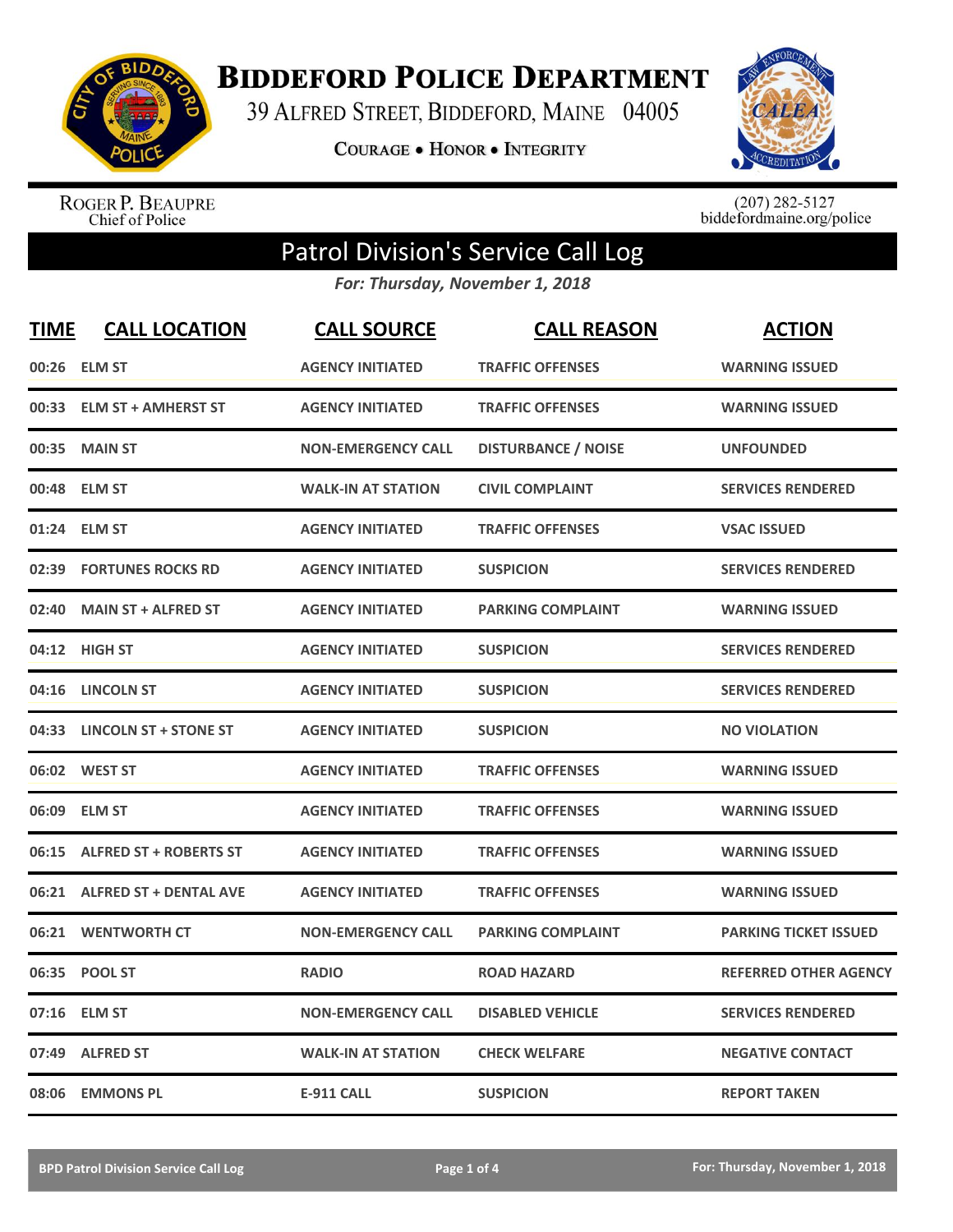# BIDDEFORD POLICE DEPARTMENT

39 ALFRED STREET, BIDDEFORD, MAINE 04005

COURAGE • HONOR • INTEGRITY

ROGER P. BEAUPRE
Chief of Police

(207) 282-5127
biddefordmaine.org/police

## Patrol Division's Service Call Log

*For: Thursday, November 1, 2018*

| TIME | CALL LOCATION | CALL SOURCE | CALL REASON | ACTION |
|---|---|---|---|---|
| 00:26 | ELM ST | AGENCY INITIATED | TRAFFIC OFFENSES | WARNING ISSUED |
| 00:33 | ELM ST + AMHERST ST | AGENCY INITIATED | TRAFFIC OFFENSES | WARNING ISSUED |
| 00:35 | MAIN ST | NON-EMERGENCY CALL | DISTURBANCE / NOISE | UNFOUNDED |
| 00:48 | ELM ST | WALK-IN AT STATION | CIVIL COMPLAINT | SERVICES RENDERED |
| 01:24 | ELM ST | AGENCY INITIATED | TRAFFIC OFFENSES | VSAC ISSUED |
| 02:39 | FORTUNES ROCKS RD | AGENCY INITIATED | SUSPICION | SERVICES RENDERED |
| 02:40 | MAIN ST + ALFRED ST | AGENCY INITIATED | PARKING COMPLAINT | WARNING ISSUED |
| 04:12 | HIGH ST | AGENCY INITIATED | SUSPICION | SERVICES RENDERED |
| 04:16 | LINCOLN ST | AGENCY INITIATED | SUSPICION | SERVICES RENDERED |
| 04:33 | LINCOLN ST + STONE ST | AGENCY INITIATED | SUSPICION | NO VIOLATION |
| 06:02 | WEST ST | AGENCY INITIATED | TRAFFIC OFFENSES | WARNING ISSUED |
| 06:09 | ELM ST | AGENCY INITIATED | TRAFFIC OFFENSES | WARNING ISSUED |
| 06:15 | ALFRED ST + ROBERTS ST | AGENCY INITIATED | TRAFFIC OFFENSES | WARNING ISSUED |
| 06:21 | ALFRED ST + DENTAL AVE | AGENCY INITIATED | TRAFFIC OFFENSES | WARNING ISSUED |
| 06:21 | WENTWORTH CT | NON-EMERGENCY CALL | PARKING COMPLAINT | PARKING TICKET ISSUED |
| 06:35 | POOL ST | RADIO | ROAD HAZARD | REFERRED OTHER AGENCY |
| 07:16 | ELM ST | NON-EMERGENCY CALL | DISABLED VEHICLE | SERVICES RENDERED |
| 07:49 | ALFRED ST | WALK-IN AT STATION | CHECK WELFARE | NEGATIVE CONTACT |
| 08:06 | EMMONS PL | E-911 CALL | SUSPICION | REPORT TAKEN |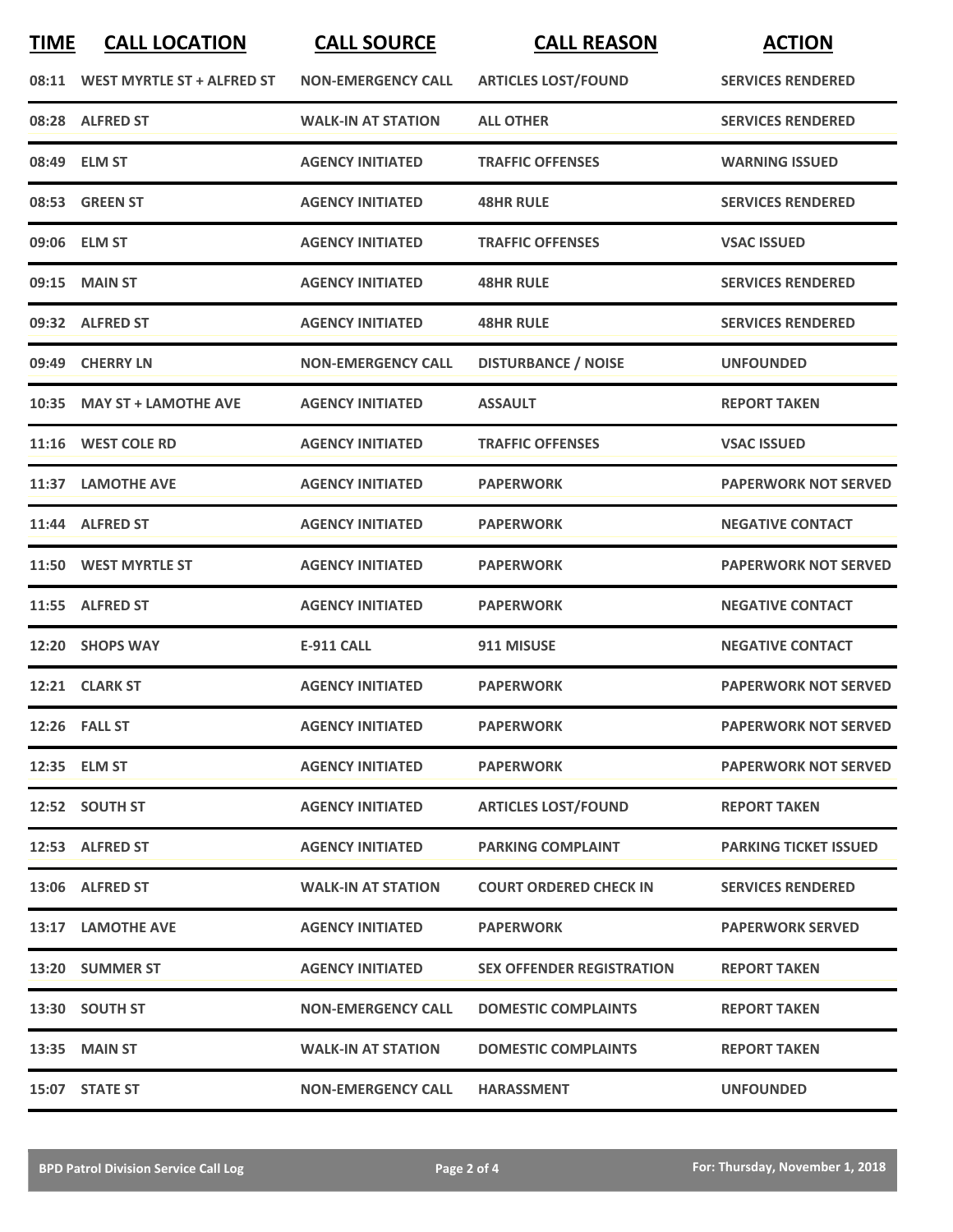| TIME | CALL LOCATION | CALL SOURCE | CALL REASON | ACTION |
|---|---|---|---|---|
| 08:11 | WEST MYRTLE ST + ALFRED ST | NON-EMERGENCY CALL | ARTICLES LOST/FOUND | SERVICES RENDERED |
| 08:28 | ALFRED ST | WALK-IN AT STATION | ALL OTHER | SERVICES RENDERED |
| 08:49 | ELM ST | AGENCY INITIATED | TRAFFIC OFFENSES | WARNING ISSUED |
| 08:53 | GREEN ST | AGENCY INITIATED | 48HR RULE | SERVICES RENDERED |
| 09:06 | ELM ST | AGENCY INITIATED | TRAFFIC OFFENSES | VSAC ISSUED |
| 09:15 | MAIN ST | AGENCY INITIATED | 48HR RULE | SERVICES RENDERED |
| 09:32 | ALFRED ST | AGENCY INITIATED | 48HR RULE | SERVICES RENDERED |
| 09:49 | CHERRY LN | NON-EMERGENCY CALL | DISTURBANCE / NOISE | UNFOUNDED |
| 10:35 | MAY ST + LAMOTHE AVE | AGENCY INITIATED | ASSAULT | REPORT TAKEN |
| 11:16 | WEST COLE RD | AGENCY INITIATED | TRAFFIC OFFENSES | VSAC ISSUED |
| 11:37 | LAMOTHE AVE | AGENCY INITIATED | PAPERWORK | PAPERWORK NOT SERVED |
| 11:44 | ALFRED ST | AGENCY INITIATED | PAPERWORK | NEGATIVE CONTACT |
| 11:50 | WEST MYRTLE ST | AGENCY INITIATED | PAPERWORK | PAPERWORK NOT SERVED |
| 11:55 | ALFRED ST | AGENCY INITIATED | PAPERWORK | NEGATIVE CONTACT |
| 12:20 | SHOPS WAY | E-911 CALL | 911 MISUSE | NEGATIVE CONTACT |
| 12:21 | CLARK ST | AGENCY INITIATED | PAPERWORK | PAPERWORK NOT SERVED |
| 12:26 | FALL ST | AGENCY INITIATED | PAPERWORK | PAPERWORK NOT SERVED |
| 12:35 | ELM ST | AGENCY INITIATED | PAPERWORK | PAPERWORK NOT SERVED |
| 12:52 | SOUTH ST | AGENCY INITIATED | ARTICLES LOST/FOUND | REPORT TAKEN |
| 12:53 | ALFRED ST | AGENCY INITIATED | PARKING COMPLAINT | PARKING TICKET ISSUED |
| 13:06 | ALFRED ST | WALK-IN AT STATION | COURT ORDERED CHECK IN | SERVICES RENDERED |
| 13:17 | LAMOTHE AVE | AGENCY INITIATED | PAPERWORK | PAPERWORK SERVED |
| 13:20 | SUMMER ST | AGENCY INITIATED | SEX OFFENDER REGISTRATION | REPORT TAKEN |
| 13:30 | SOUTH ST | NON-EMERGENCY CALL | DOMESTIC COMPLAINTS | REPORT TAKEN |
| 13:35 | MAIN ST | WALK-IN AT STATION | DOMESTIC COMPLAINTS | REPORT TAKEN |
| 15:07 | STATE ST | NON-EMERGENCY CALL | HARASSMENT | UNFOUNDED |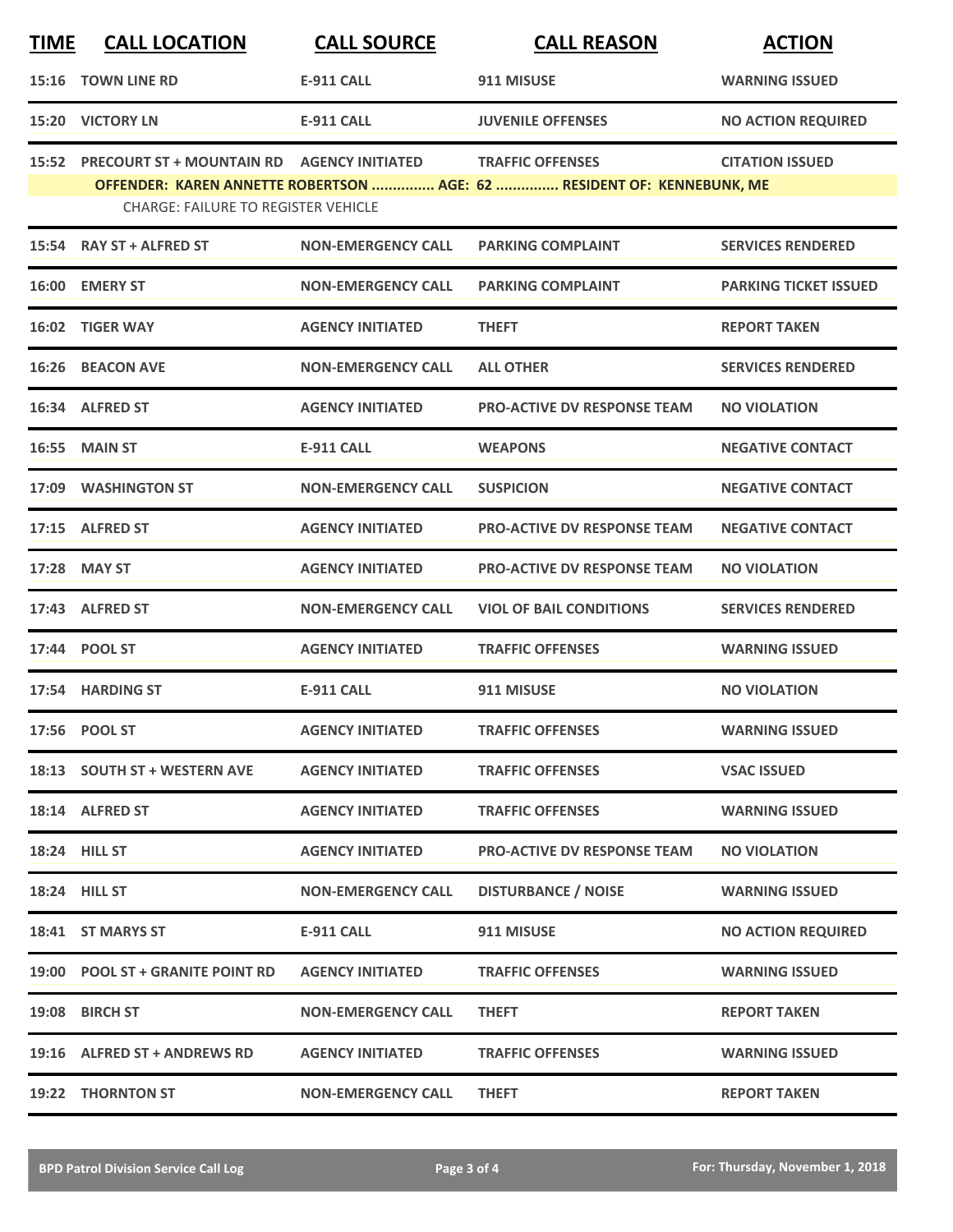| TIME | CALL LOCATION | CALL SOURCE | CALL REASON | ACTION |
|---|---|---|---|---|
| 15:16 | TOWN LINE RD | E-911 CALL | 911 MISUSE | WARNING ISSUED |
| 15:20 | VICTORY LN | E-911 CALL | JUVENILE OFFENSES | NO ACTION REQUIRED |
| 15:52 | PRECOURT ST + MOUNTAIN RD | AGENCY INITIATED | TRAFFIC OFFENSES | CITATION ISSUED |
| | OFFENDER: KAREN ANNETTE ROBERTSON ............... AGE: 62 ............... RESIDENT OF: KENNEBUNK, ME | | | |
| | CHARGE: FAILURE TO REGISTER VEHICLE | | | |
| 15:54 | RAY ST + ALFRED ST | NON-EMERGENCY CALL | PARKING COMPLAINT | SERVICES RENDERED |
| 16:00 | EMERY ST | NON-EMERGENCY CALL | PARKING COMPLAINT | PARKING TICKET ISSUED |
| 16:02 | TIGER WAY | AGENCY INITIATED | THEFT | REPORT TAKEN |
| 16:26 | BEACON AVE | NON-EMERGENCY CALL | ALL OTHER | SERVICES RENDERED |
| 16:34 | ALFRED ST | AGENCY INITIATED | PRO-ACTIVE DV RESPONSE TEAM | NO VIOLATION |
| 16:55 | MAIN ST | E-911 CALL | WEAPONS | NEGATIVE CONTACT |
| 17:09 | WASHINGTON ST | NON-EMERGENCY CALL | SUSPICION | NEGATIVE CONTACT |
| 17:15 | ALFRED ST | AGENCY INITIATED | PRO-ACTIVE DV RESPONSE TEAM | NEGATIVE CONTACT |
| 17:28 | MAY ST | AGENCY INITIATED | PRO-ACTIVE DV RESPONSE TEAM | NO VIOLATION |
| 17:43 | ALFRED ST | NON-EMERGENCY CALL | VIOL OF BAIL CONDITIONS | SERVICES RENDERED |
| 17:44 | POOL ST | AGENCY INITIATED | TRAFFIC OFFENSES | WARNING ISSUED |
| 17:54 | HARDING ST | E-911 CALL | 911 MISUSE | NO VIOLATION |
| 17:56 | POOL ST | AGENCY INITIATED | TRAFFIC OFFENSES | WARNING ISSUED |
| 18:13 | SOUTH ST + WESTERN AVE | AGENCY INITIATED | TRAFFIC OFFENSES | VSAC ISSUED |
| 18:14 | ALFRED ST | AGENCY INITIATED | TRAFFIC OFFENSES | WARNING ISSUED |
| 18:24 | HILL ST | AGENCY INITIATED | PRO-ACTIVE DV RESPONSE TEAM | NO VIOLATION |
| 18:24 | HILL ST | NON-EMERGENCY CALL | DISTURBANCE / NOISE | WARNING ISSUED |
| 18:41 | ST MARYS ST | E-911 CALL | 911 MISUSE | NO ACTION REQUIRED |
| 19:00 | POOL ST + GRANITE POINT RD | AGENCY INITIATED | TRAFFIC OFFENSES | WARNING ISSUED |
| 19:08 | BIRCH ST | NON-EMERGENCY CALL | THEFT | REPORT TAKEN |
| 19:16 | ALFRED ST + ANDREWS RD | AGENCY INITIATED | TRAFFIC OFFENSES | WARNING ISSUED |
| 19:22 | THORNTON ST | NON-EMERGENCY CALL | THEFT | REPORT TAKEN |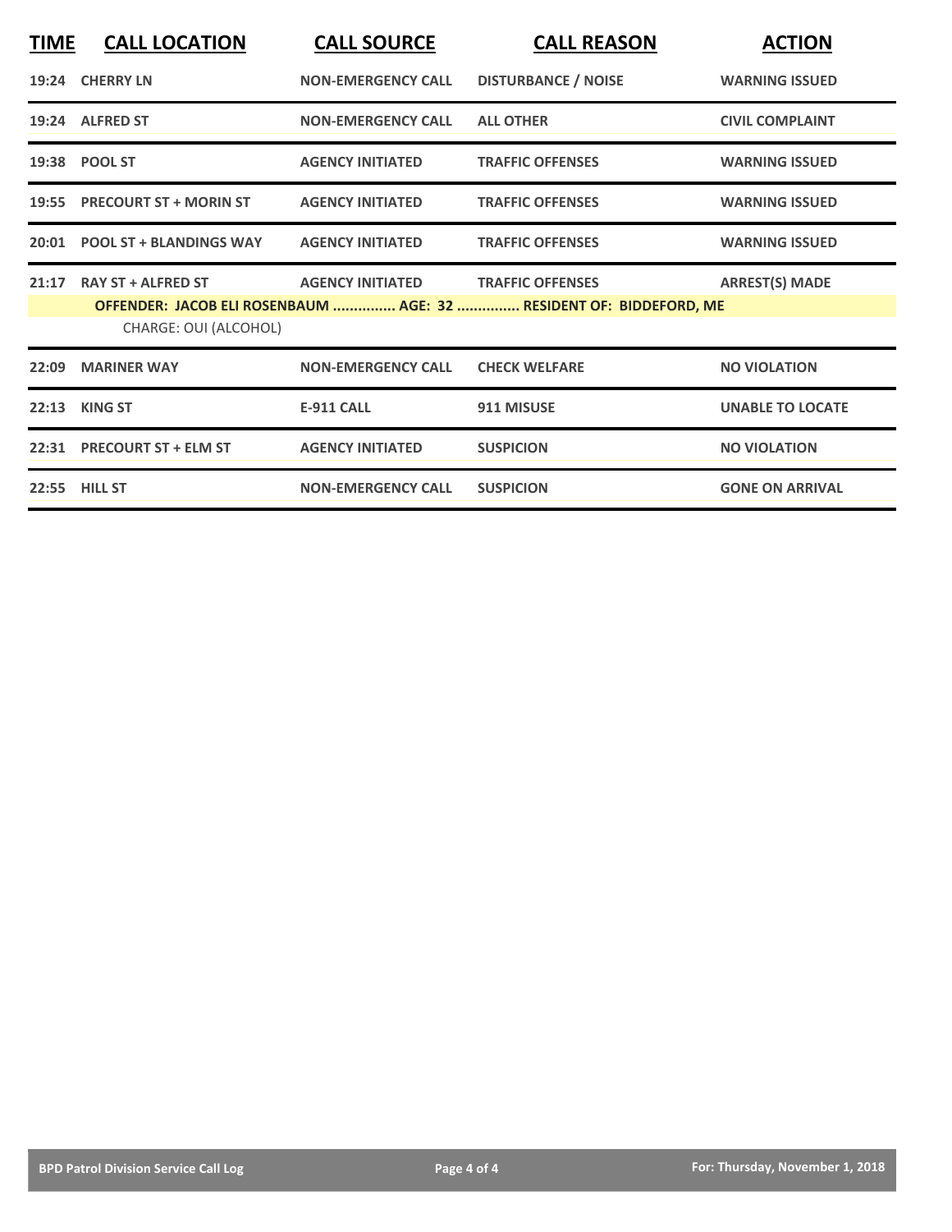| TIME | CALL LOCATION | CALL SOURCE | CALL REASON | ACTION |
|---|---|---|---|---|
| 19:24 | CHERRY LN | NON-EMERGENCY CALL | DISTURBANCE / NOISE | WARNING ISSUED |
| 19:24 | ALFRED ST | NON-EMERGENCY CALL | ALL OTHER | CIVIL COMPLAINT |
| 19:38 | POOL ST | AGENCY INITIATED | TRAFFIC OFFENSES | WARNING ISSUED |
| 19:55 | PRECOURT ST + MORIN ST | AGENCY INITIATED | TRAFFIC OFFENSES | WARNING ISSUED |
| 20:01 | POOL ST + BLANDINGS WAY | AGENCY INITIATED | TRAFFIC OFFENSES | WARNING ISSUED |
| 21:17 | RAY ST + ALFRED ST | AGENCY INITIATED | TRAFFIC OFFENSES | ARREST(S) MADE |
| | OFFENDER: JACOB ELI ROSENBAUM ............... AGE: 32 ............... RESIDENT OF: BIDDEFORD, ME | | | |
| | CHARGE: OUI (ALCOHOL) | | | |
| 22:09 | MARINER WAY | NON-EMERGENCY CALL | CHECK WELFARE | NO VIOLATION |
| 22:13 | KING ST | E-911 CALL | 911 MISUSE | UNABLE TO LOCATE |
| 22:31 | PRECOURT ST + ELM ST | AGENCY INITIATED | SUSPICION | NO VIOLATION |
| 22:55 | HILL ST | NON-EMERGENCY CALL | SUSPICION | GONE ON ARRIVAL |